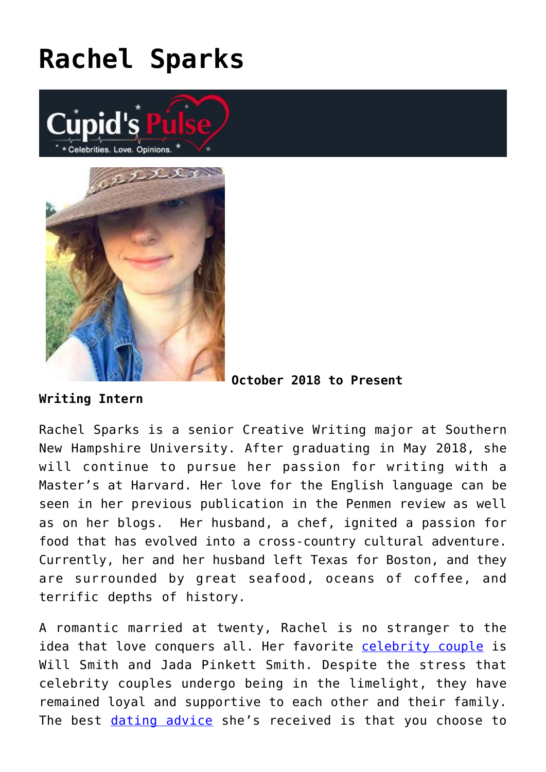# Rachel Sparks

**October 2018 to Present**

**Writing Intern**

Rachel Sparks is a senior Creative Writing major at Southern New Hampshire University. After graduating in May 2018, she will continue to pursue her passion for writing with a Master's at Harvard. Her love for the English language can be seen in her previous publication in the Penmen review as well as on her blogs. Her husband, a chef, ignited a passion for food that has evolved into a cross-country cultural adventure. Currently, her and her husband left Texas for Boston, and they are surrounded by great seafood, oceans of coffee, and terrific depths of history.

A romantic married at twenty, Rachel is no stranger to the idea that love conquers all. Her favorite celebrity couple is Will Smith and Jada Pinkett Smith. Despite the stress that celebrity couples undergo being in the limelight, they have remained loyal and supportive to each other and their family. The best dating advice she's received is that you choose to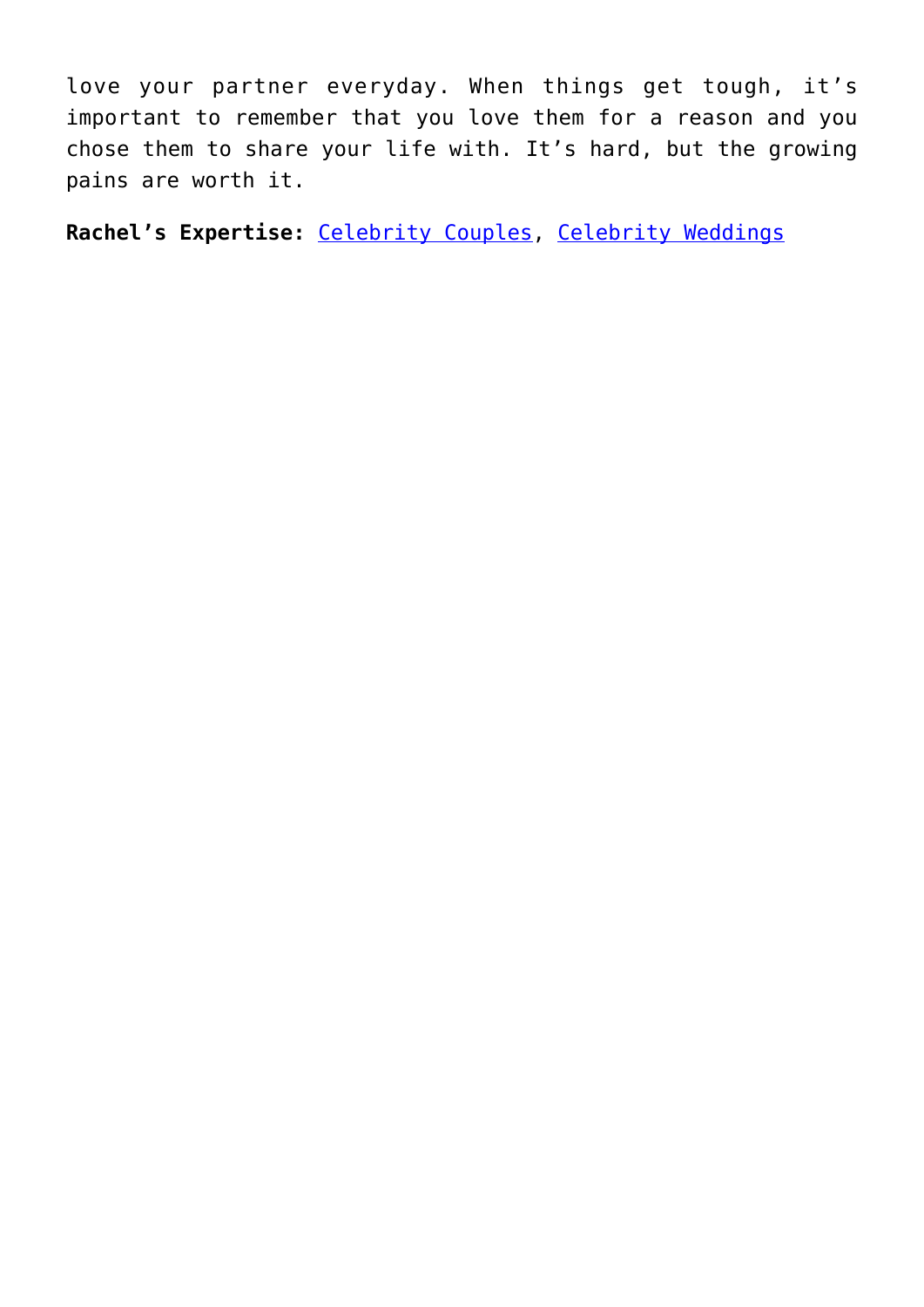love your partner everyday. When things get tough, it's important to remember that you love them for a reason and you chose them to share your life with. It's hard, but the growing pains are worth it.

**Rachel's Expertise:** Celebrity Couples, Celebrity Weddings